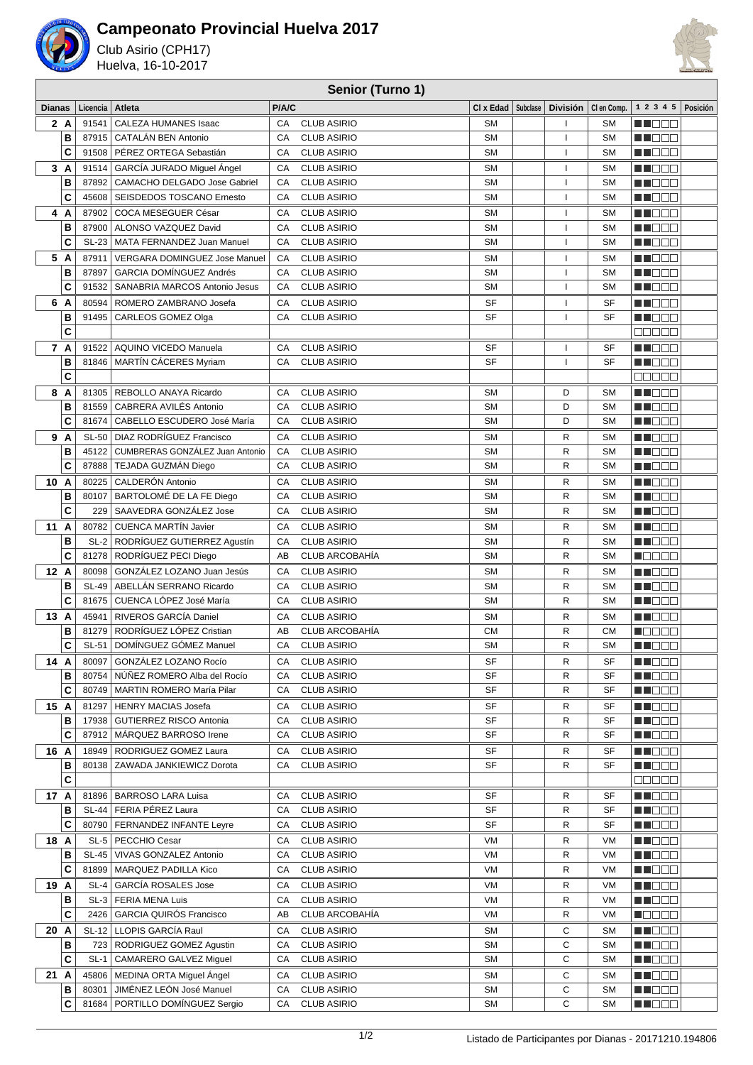# Campeonato Provincial Huelva 2017

Club Asirio (CPH17)
Huelva, 16-10-2017

## Senior (Turno 1)

| Dianas | | Licencia | Atleta | P/A/C | | Cl x Edad | Subclase | División | Cl en Comp. | 1 2 3 4 5 | Posición |
|---|---|---|---|---|---|---|---|---|---|---|---|
| 2 | A | 91541 | CALEZA HUMANES Isaac | CA | CLUB ASIRIO | SM | | I | SM | | |
| | B | 87915 | CATALÁN BEN Antonio | CA | CLUB ASIRIO | SM | | I | SM | | |
| | C | 91508 | PÉREZ ORTEGA Sebastián | CA | CLUB ASIRIO | SM | | I | SM | | |
| 3 | A | 91514 | GARCÍA JURADO Miguel Ángel | CA | CLUB ASIRIO | SM | | I | SM | | |
| | B | 87892 | CAMACHO DELGADO Jose Gabriel | CA | CLUB ASIRIO | SM | | I | SM | | |
| | C | 45608 | SEISDEDOS TOSCANO Ernesto | CA | CLUB ASIRIO | SM | | I | SM | | |
| 4 | A | 87902 | COCA MESEGUER César | CA | CLUB ASIRIO | SM | | I | SM | | |
| | B | 87900 | ALONSO VAZQUEZ David | CA | CLUB ASIRIO | SM | | I | SM | | |
| | C | SL-23 | MATA FERNANDEZ Juan Manuel | CA | CLUB ASIRIO | SM | | I | SM | | |
| 5 | A | 87911 | VERGARA DOMINGUEZ Jose Manuel | CA | CLUB ASIRIO | SM | | I | SM | | |
| | B | 87897 | GARCIA DOMÍNGUEZ Andrés | CA | CLUB ASIRIO | SM | | I | SM | | |
| | C | 91532 | SANABRIA MARCOS Antonio Jesus | CA | CLUB ASIRIO | SM | | I | SM | | |
| 6 | A | 80594 | ROMERO ZAMBRANO Josefa | CA | CLUB ASIRIO | SF | | I | SF | | |
| | B | 91495 | CARLEOS GOMEZ Olga | CA | CLUB ASIRIO | SF | | I | SF | | |
| | C | | | | | | | | | | |
| 7 | A | 91522 | AQUINO VICEDO Manuela | CA | CLUB ASIRIO | SF | | I | SF | | |
| | B | 81846 | MARTÍN CÁCERES Myriam | CA | CLUB ASIRIO | SF | | I | SF | | |
| | C | | | | | | | | | | |
| 8 | A | 81305 | REBOLLO ANAYA Ricardo | CA | CLUB ASIRIO | SM | | D | SM | | |
| | B | 81559 | CABRERA AVILÉS Antonio | CA | CLUB ASIRIO | SM | | D | SM | | |
| | C | 81674 | CABELLO ESCUDERO José María | CA | CLUB ASIRIO | SM | | D | SM | | |
| 9 | A | SL-50 | DIAZ RODRÍGUEZ Francisco | CA | CLUB ASIRIO | SM | | R | SM | | |
| | B | 45122 | CUMBRERAS GONZÁLEZ Juan Antonio | CA | CLUB ASIRIO | SM | | R | SM | | |
| | C | 87888 | TEJADA GUZMÁN Diego | CA | CLUB ASIRIO | SM | | R | SM | | |
| 10 | A | 80225 | CALDERÓN Antonio | CA | CLUB ASIRIO | SM | | R | SM | | |
| | B | 80107 | BARTOLOMÉ DE LA FE Diego | CA | CLUB ASIRIO | SM | | R | SM | | |
| | C | 229 | SAAVEDRA GONZÁLEZ Jose | CA | CLUB ASIRIO | SM | | R | SM | | |
| 11 | A | 80782 | CUENCA MARTÍN Javier | CA | CLUB ASIRIO | SM | | R | SM | | |
| | B | SL-2 | RODRÍGUEZ GUTIERREZ Agustín | CA | CLUB ASIRIO | SM | | R | SM | | |
| | C | 81278 | RODRÍGUEZ PECI Diego | AB | CLUB ARCOBAHÍA | SM | | R | SM | | |
| 12 | A | 80098 | GONZÁLEZ LOZANO Juan Jesús | CA | CLUB ASIRIO | SM | | R | SM | | |
| | B | SL-49 | ABELLÁN SERRANO Ricardo | CA | CLUB ASIRIO | SM | | R | SM | | |
| | C | 81675 | CUENCA LÓPEZ José María | CA | CLUB ASIRIO | SM | | R | SM | | |
| 13 | A | 45941 | RIVEROS GARCÍA Daniel | CA | CLUB ASIRIO | SM | | R | SM | | |
| | B | 81279 | RODRÍGUEZ LÓPEZ Cristian | AB | CLUB ARCOBAHÍA | CM | | R | CM | | |
| | C | SL-51 | DOMÍNGUEZ GÓMEZ Manuel | CA | CLUB ASIRIO | SM | | R | SM | | |
| 14 | A | 80097 | GONZÁLEZ LOZANO Rocío | CA | CLUB ASIRIO | SF | | R | SF | | |
| | B | 80754 | NÚÑEZ ROMERO Alba del Rocío | CA | CLUB ASIRIO | SF | | R | SF | | |
| | C | 80749 | MARTIN ROMERO María Pilar | CA | CLUB ASIRIO | SF | | R | SF | | |
| 15 | A | 81297 | HENRY MACIAS Josefa | CA | CLUB ASIRIO | SF | | R | SF | | |
| | B | 17938 | GUTIERREZ RISCO Antonia | CA | CLUB ASIRIO | SF | | R | SF | | |
| | C | 87912 | MÁRQUEZ BARROSO Irene | CA | CLUB ASIRIO | SF | | R | SF | | |
| 16 | A | 18949 | RODRIGUEZ GOMEZ Laura | CA | CLUB ASIRIO | SF | | R | SF | | |
| | B | 80138 | ZAWADA JANKIEWICZ Dorota | CA | CLUB ASIRIO | SF | | R | SF | | |
| | C | | | | | | | | | | |
| 17 | A | 81896 | BARROSO LARA Luisa | CA | CLUB ASIRIO | SF | | R | SF | | |
| | B | SL-44 | FERIA PÉREZ Laura | CA | CLUB ASIRIO | SF | | R | SF | | |
| | C | 80790 | FERNANDEZ INFANTE Leyre | CA | CLUB ASIRIO | SF | | R | SF | | |
| 18 | A | SL-5 | PECCHIO Cesar | CA | CLUB ASIRIO | VM | | R | VM | | |
| | B | SL-45 | VIVAS GONZALEZ Antonio | CA | CLUB ASIRIO | VM | | R | VM | | |
| | C | 81899 | MARQUEZ PADILLA Kico | CA | CLUB ASIRIO | VM | | R | VM | | |
| 19 | A | SL-4 | GARCÍA ROSALES Jose | CA | CLUB ASIRIO | VM | | R | VM | | |
| | B | SL-3 | FERIA MENA Luis | CA | CLUB ASIRIO | VM | | R | VM | | |
| | C | 2426 | GARCIA QUIRÓS Francisco | AB | CLUB ARCOBAHÍA | VM | | R | VM | | |
| 20 | A | SL-12 | LLOPIS GARCÍA Raul | CA | CLUB ASIRIO | SM | | C | SM | | |
| | B | 723 | RODRIGUEZ GOMEZ Agustin | CA | CLUB ASIRIO | SM | | C | SM | | |
| | C | SL-1 | CAMARERO GALVEZ Miguel | CA | CLUB ASIRIO | SM | | C | SM | | |
| 21 | A | 45806 | MEDINA ORTA Miguel Ángel | CA | CLUB ASIRIO | SM | | C | SM | | |
| | B | 80301 | JIMÉNEZ LEÓN José Manuel | CA | CLUB ASIRIO | SM | | C | SM | | |
| | C | 81684 | PORTILLO DOMÍNGUEZ Sergio | CA | CLUB ASIRIO | SM | | C | SM | | |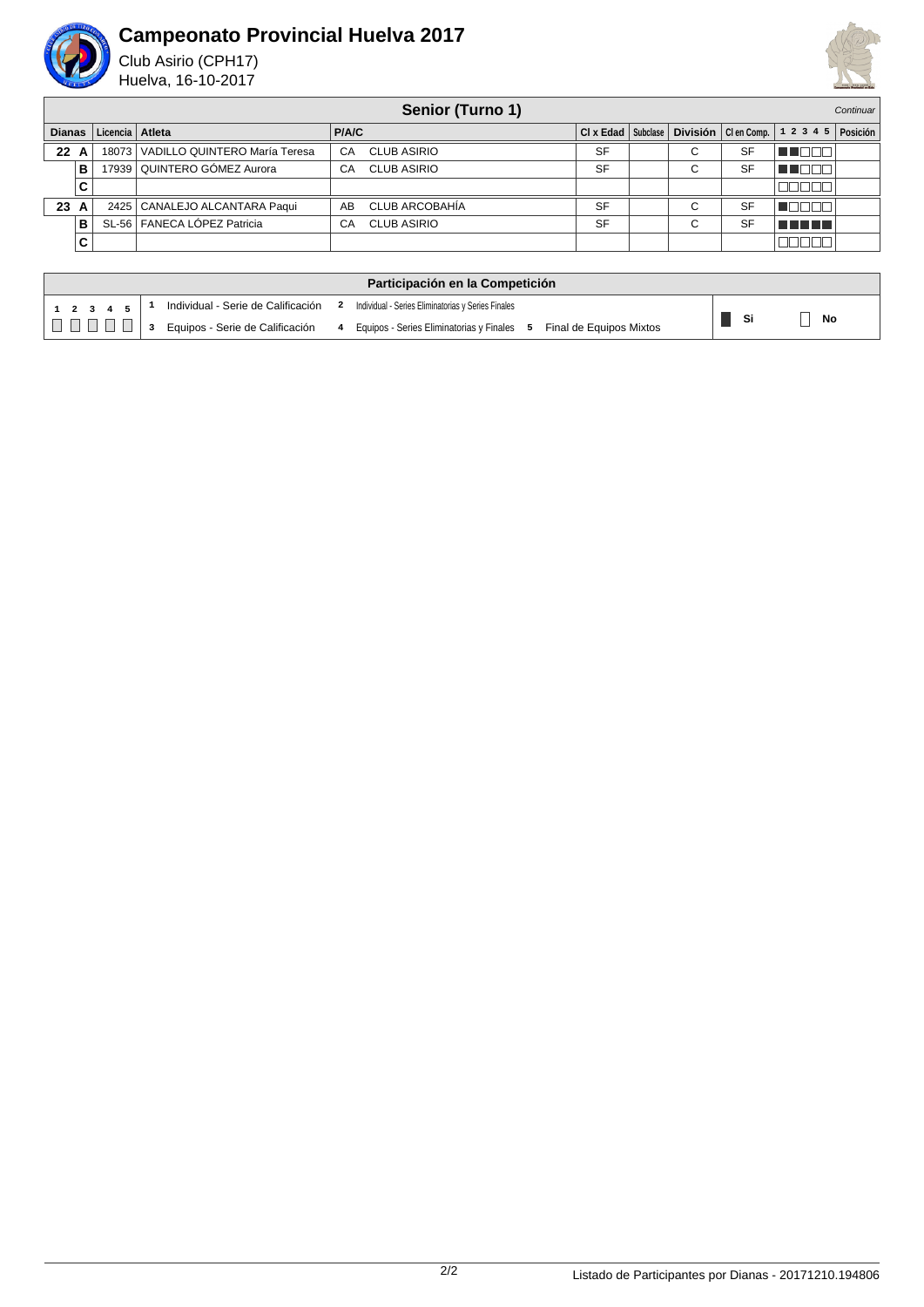# Campeonato Provincial Huelva 2017

Club Asirio (CPH17)
Huelva, 16-10-2017

## Senior (Turno 1)

*Continuar*

| Dianas | | Licencia | Atleta | P/A/C | | Cl x Edad | Subclase | División | Cl en Comp. | 1 2 3 4 5 | Posición |
|---|---|---|---|---|---|---|---|---|---|---|---|
| 22 | A | 18073 | VADILLO QUINTERO María Teresa | CA | CLUB ASIRIO | SF | | C | SF | ■■□□□ | |
| | B | 17939 | QUINTERO GÓMEZ Aurora | CA | CLUB ASIRIO | SF | | C | SF | ■■□□□ | |
| | C | | | | | | | | | □□□□□ | |
| 23 | A | 2425 | CANALEJO ALCANTARA Paqui | AB | CLUB ARCOBAHÍA | SF | | C | SF | ■□□□□ | |
| | B | SL-56 | FANECA LÓPEZ Patricia | CA | CLUB ASIRIO | SF | | C | SF | ■■■■■ | |
| | C | | | | | | | | | □□□□□ | |

### Participación en la Competición

| 1 2 3 4 5 | | |
|---|---|---|
| □ □ □ □ □ | **1** Individual - Serie de Calificación **2** Individual - Series Eliminatorias y Series Finales **3** Equipos - Serie de Calificación **4** Equipos - Series Eliminatorias y Finales **5** Final de Equipos Mixtos | ■ Si □ No |

Listado de Participantes por Dianas - 20171210.194806